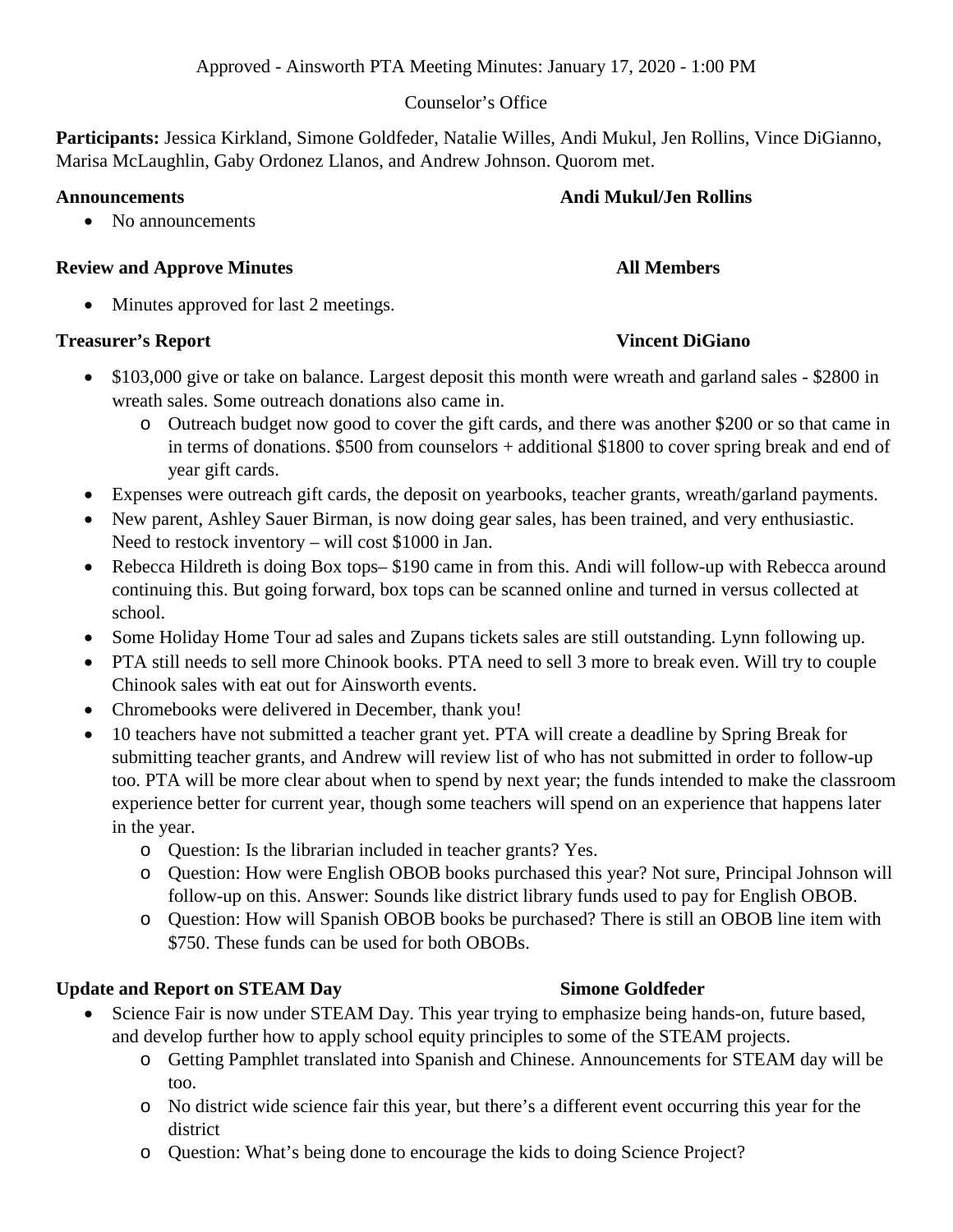Approved - Ainsworth PTA Meeting Minutes: January 17, 2020 - 1:00 PM

Counselor's Office

**Participants:** Jessica Kirkland, Simone Goldfeder, Natalie Willes, Andi Mukul, Jen Rollins, Vince DiGianno, Marisa McLaughlin, Gaby Ordonez Llanos, and Andrew Johnson. Quorom met.

### Announcements — Andi Mukul/Jen Rollins

- No announcements

### Review and Approve Minutes — All Members

- Minutes approved for last 2 meetings.

### Treasurer's Report — Vincent DiGiano

- $103,000 give or take on balance. Largest deposit this month were wreath and garland sales - $2800 in wreath sales. Some outreach donations also came in.
  - Outreach budget now good to cover the gift cards, and there was another $200 or so that came in in terms of donations. $500 from counselors + additional $1800 to cover spring break and end of year gift cards.
- Expenses were outreach gift cards, the deposit on yearbooks, teacher grants, wreath/garland payments.
- New parent, Ashley Sauer Birman, is now doing gear sales, has been trained, and very enthusiastic. Need to restock inventory – will cost $1000 in Jan.
- Rebecca Hildreth is doing Box tops– $190 came in from this. Andi will follow-up with Rebecca around continuing this. But going forward, box tops can be scanned online and turned in versus collected at school.
- Some Holiday Home Tour ad sales and Zupans tickets sales are still outstanding. Lynn following up.
- PTA still needs to sell more Chinook books. PTA need to sell 3 more to break even. Will try to couple Chinook sales with eat out for Ainsworth events.
- Chromebooks were delivered in December, thank you!
- 10 teachers have not submitted a teacher grant yet. PTA will create a deadline by Spring Break for submitting teacher grants, and Andrew will review list of who has not submitted in order to follow-up too. PTA will be more clear about when to spend by next year; the funds intended to make the classroom experience better for current year, though some teachers will spend on an experience that happens later in the year.
  - Question: Is the librarian included in teacher grants? Yes.
  - Question: How were English OBOB books purchased this year? Not sure, Principal Johnson will follow-up on this. Answer: Sounds like district library funds used to pay for English OBOB.
  - Question: How will Spanish OBOB books be purchased? There is still an OBOB line item with $750. These funds can be used for both OBOBs.

### Update and Report on STEAM Day — Simone Goldfeder

- Science Fair is now under STEAM Day. This year trying to emphasize being hands-on, future based, and develop further how to apply school equity principles to some of the STEAM projects.
  - Getting Pamphlet translated into Spanish and Chinese. Announcements for STEAM day will be too.
  - No district wide science fair this year, but there's a different event occurring this year for the district
  - Question: What's being done to encourage the kids to doing Science Project?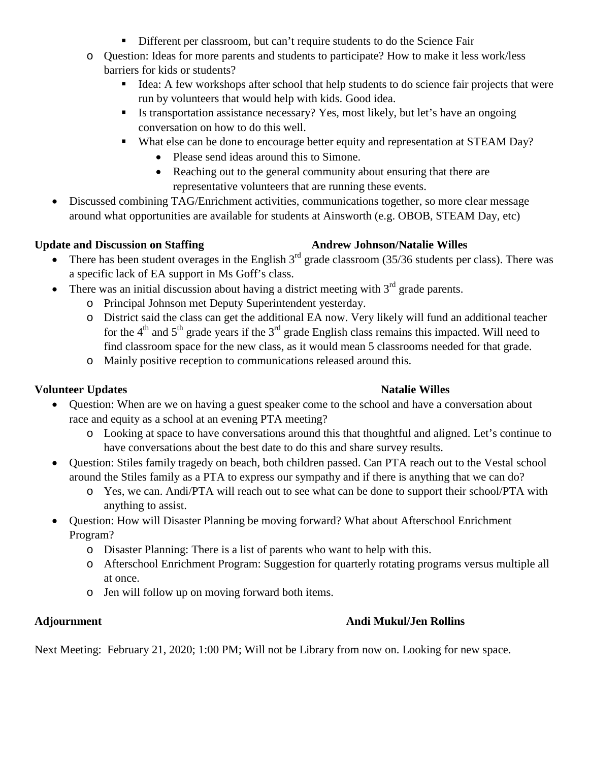- Different per classroom, but can't require students to do the Science Fair
    - Question: Ideas for more parents and students to participate? How to make it less work/less barriers for kids or students?
        - Idea: A few workshops after school that help students to do science fair projects that were run by volunteers that would help with kids. Good idea.
        - Is transportation assistance necessary? Yes, most likely, but let's have an ongoing conversation on how to do this well.
        - What else can be done to encourage better equity and representation at STEAM Day?
            - Please send ideas around this to Simone.
            - Reaching out to the general community about ensuring that there are representative volunteers that are running these events.
- Discussed combining TAG/Enrichment activities, communications together, so more clear message around what opportunities are available for students at Ainsworth (e.g. OBOB, STEAM Day, etc)

**Update and Discussion on Staffing** **Andrew Johnson/Natalie Willes**

- There has been student overages in the English 3rd grade classroom (35/36 students per class). There was a specific lack of EA support in Ms Goff's class.
- There was an initial discussion about having a district meeting with 3rd grade parents.
    - Principal Johnson met Deputy Superintendent yesterday.
    - District said the class can get the additional EA now. Very likely will fund an additional teacher for the 4th and 5th grade years if the 3rd grade English class remains this impacted. Will need to find classroom space for the new class, as it would mean 5 classrooms needed for that grade.
    - Mainly positive reception to communications released around this.

**Volunteer Updates** **Natalie Willes**

- Question: When are we on having a guest speaker come to the school and have a conversation about race and equity as a school at an evening PTA meeting?
    - Looking at space to have conversations around this that thoughtful and aligned. Let's continue to have conversations about the best date to do this and share survey results.
- Question: Stiles family tragedy on beach, both children passed. Can PTA reach out to the Vestal school around the Stiles family as a PTA to express our sympathy and if there is anything that we can do?
    - Yes, we can. Andi/PTA will reach out to see what can be done to support their school/PTA with anything to assist.
- Question: How will Disaster Planning be moving forward? What about Afterschool Enrichment Program?
    - Disaster Planning: There is a list of parents who want to help with this.
    - Afterschool Enrichment Program: Suggestion for quarterly rotating programs versus multiple all at once.
    - Jen will follow up on moving forward both items.

**Adjournment** **Andi Mukul/Jen Rollins**

Next Meeting: February 21, 2020; 1:00 PM; Will not be Library from now on. Looking for new space.